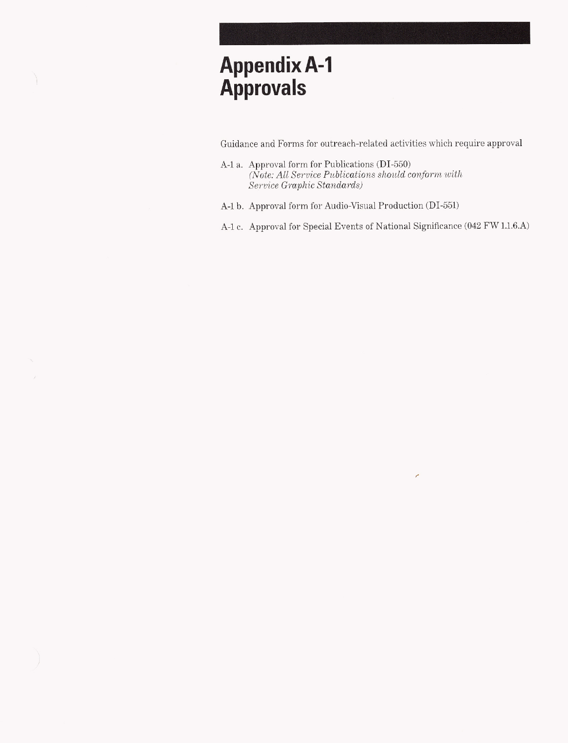# Appendix A-1
# Approvals

Guidance and Forms for outreach-related activities which require approval

A-1 a. Approval form for Publications (DI-550)
*(Note: All Service Publications should conform with Service Graphic Standards)*

A-1 b. Approval form for Audio-Visual Production (DI-551)

A-1 c. Approval for Special Events of National Significance (042 FW 1.1.6.A)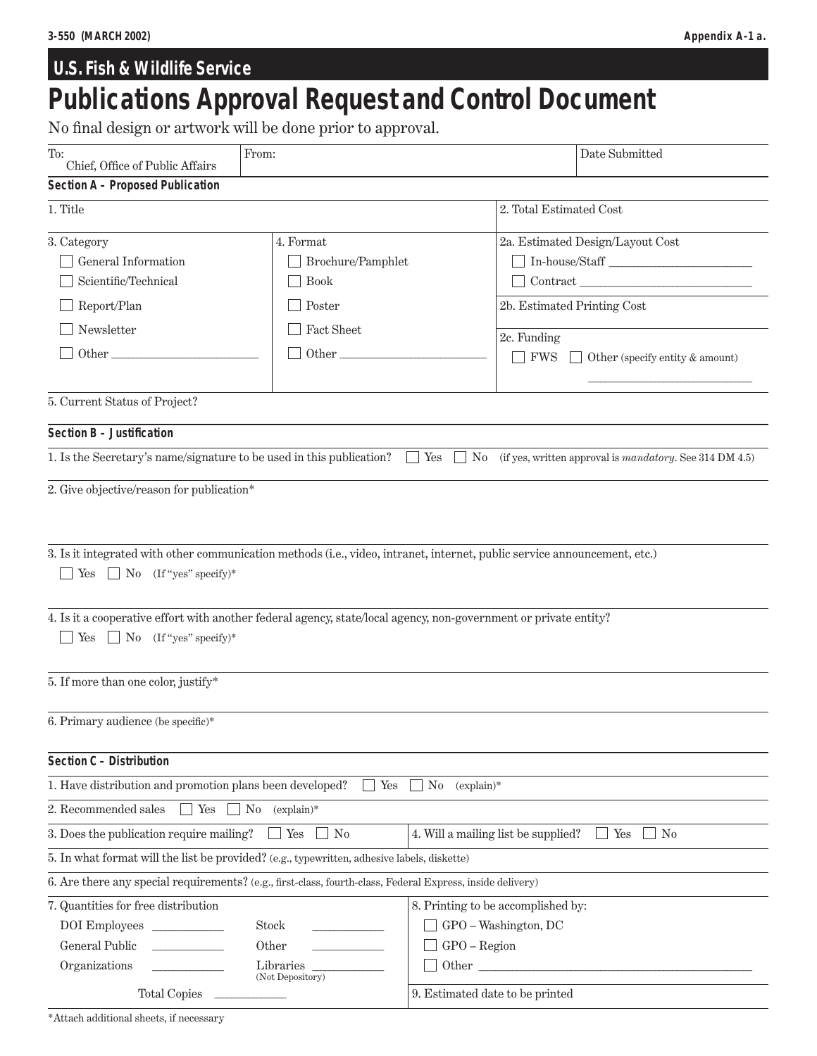3-550 (MARCH 2002) Appendix A-1 a.

## U.S. Fish & Wildlife Service

# Publications Approval Request and Control Document

No final design or artwork will be done prior to approval.

| To: Chief, Office of Public Affairs | From: | Date Submitted |
|---|---|---|

### Section A – Proposed Publication

1. Title

2. Total Estimated Cost

3. Category
- ☐ General Information
- ☐ Scientific/Technical
- ☐ Report/Plan
- ☐ Newsletter
- ☐ Other ______________________

4. Format
- ☐ Brochure/Pamphlet
- ☐ Book
- ☐ Poster
- ☐ Fact Sheet
- ☐ Other ______________________

2a. Estimated Design/Layout Cost
- ☐ In-house/Staff ______________________
- ☐ Contract ______________________

2b. Estimated Printing Cost

2c. Funding
- ☐ FWS ☐ Other (specify entity & amount) ______________________

5. Current Status of Project?

### Section B – Justification

1. Is the Secretary's name/signature to be used in this publication? ☐ Yes ☐ No (if yes, written approval is *mandatory*. See 314 DM 4.5)

2. Give objective/reason for publication*

3. Is it integrated with other communication methods (i.e., video, intranet, internet, public service announcement, etc.)
☐ Yes ☐ No (If "yes" specify)*

4. Is it a cooperative effort with another federal agency, state/local agency, non-government or private entity?
☐ Yes ☐ No (If "yes" specify)*

5. If more than one color, justify*

6. Primary audience (be specific)*

### Section C – Distribution

1. Have distribution and promotion plans been developed? ☐ Yes ☐ No (explain)*

2. Recommended sales ☐ Yes ☐ No (explain)*

3. Does the publication require mailing? ☐ Yes ☐ No

4. Will a mailing list be supplied? ☐ Yes ☐ No

5. In what format will the list be provided? (e.g., typewritten, adhesive labels, diskette)

6. Are there any special requirements? (e.g., first-class, fourth-class, Federal Express, inside delivery)

7. Quantities for free distribution

| | | | |
|---|---|---|---|
| DOI Employees | ___________ | Stock | ___________ |
| General Public | ___________ | Other | ___________ |
| Organizations | ___________ | Libraries (Not Depository) | ___________ |
| Total Copies | ___________ | | |

8. Printing to be accomplished by:
- ☐ GPO – Washington, DC
- ☐ GPO – Region
- ☐ Other ______________________

9. Estimated date to be printed

*Attach additional sheets, if necessary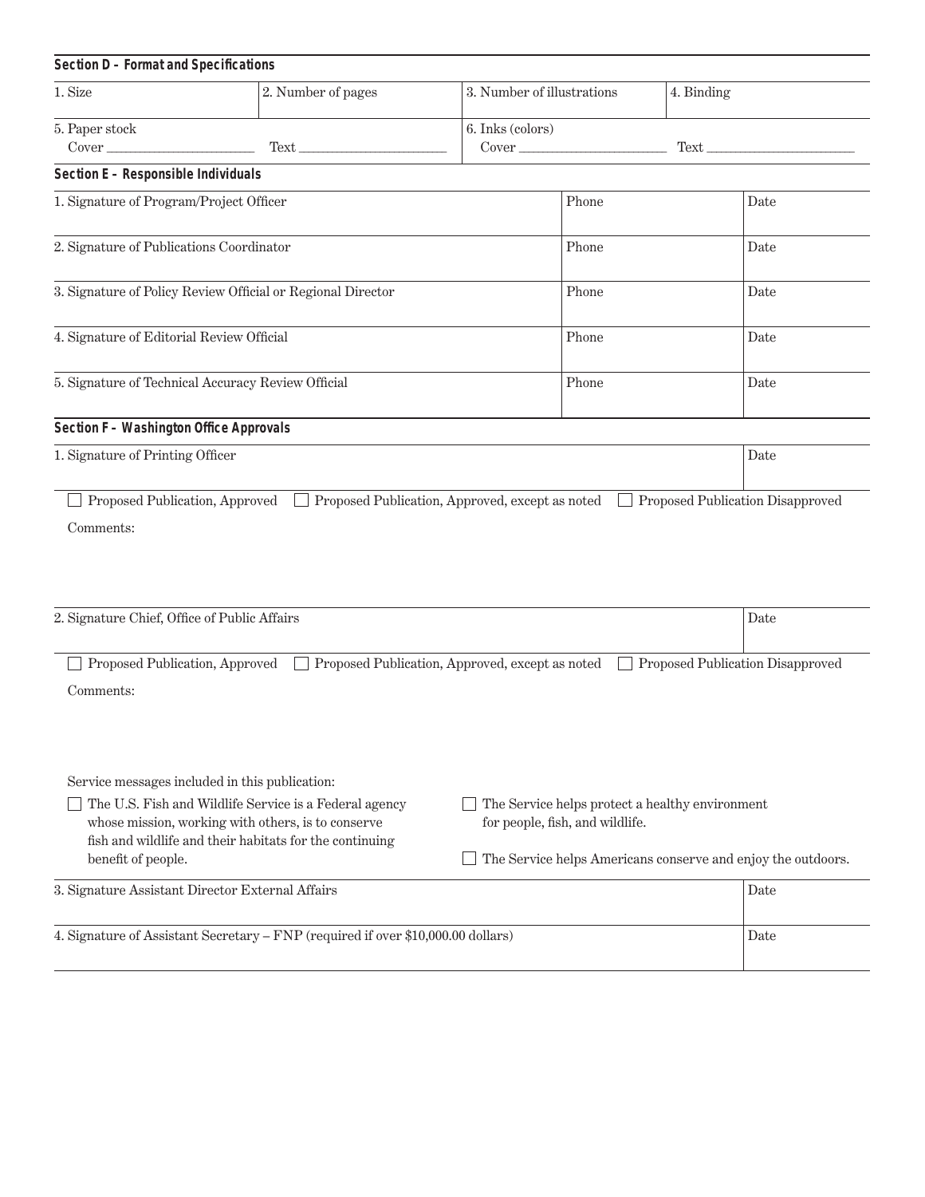**Section D – Format and Specifications**

| 1. Size | 2. Number of pages | 3. Number of illustrations | 4. Binding |
|---|---|---|---|
| 5. Paper stock<br>Cover ______________ Text ______________ | | 6. Inks (colors)<br>Cover ______________ Text ______________ | |

**Section E – Responsible Individuals**

| | Phone | Date |
|---|---|---|
| 1. Signature of Program/Project Officer | Phone | Date |
| 2. Signature of Publications Coordinator | Phone | Date |
| 3. Signature of Policy Review Official or Regional Director | Phone | Date |
| 4. Signature of Editorial Review Official | Phone | Date |
| 5. Signature of Technical Accuracy Review Official | Phone | Date |

**Section F – Washington Office Approvals**

| 1. Signature of Printing Officer | Date |
|---|---|

☐ Proposed Publication, Approved ☐ Proposed Publication, Approved, except as noted ☐ Proposed Publication Disapproved

Comments:

| 2. Signature Chief, Office of Public Affairs | Date |
|---|---|

☐ Proposed Publication, Approved ☐ Proposed Publication, Approved, except as noted ☐ Proposed Publication Disapproved

Comments:

Service messages included in this publication:

☐ The U.S. Fish and Wildlife Service is a Federal agency whose mission, working with others, is to conserve fish and wildlife and their habitats for the continuing benefit of people.

☐ The Service helps protect a healthy environment for people, fish, and wildlife.

☐ The Service helps Americans conserve and enjoy the outdoors.

| | Date |
|---|---|
| 3. Signature Assistant Director External Affairs | Date |
| 4. Signature of Assistant Secretary – FNP (required if over $10,000.00 dollars) | Date |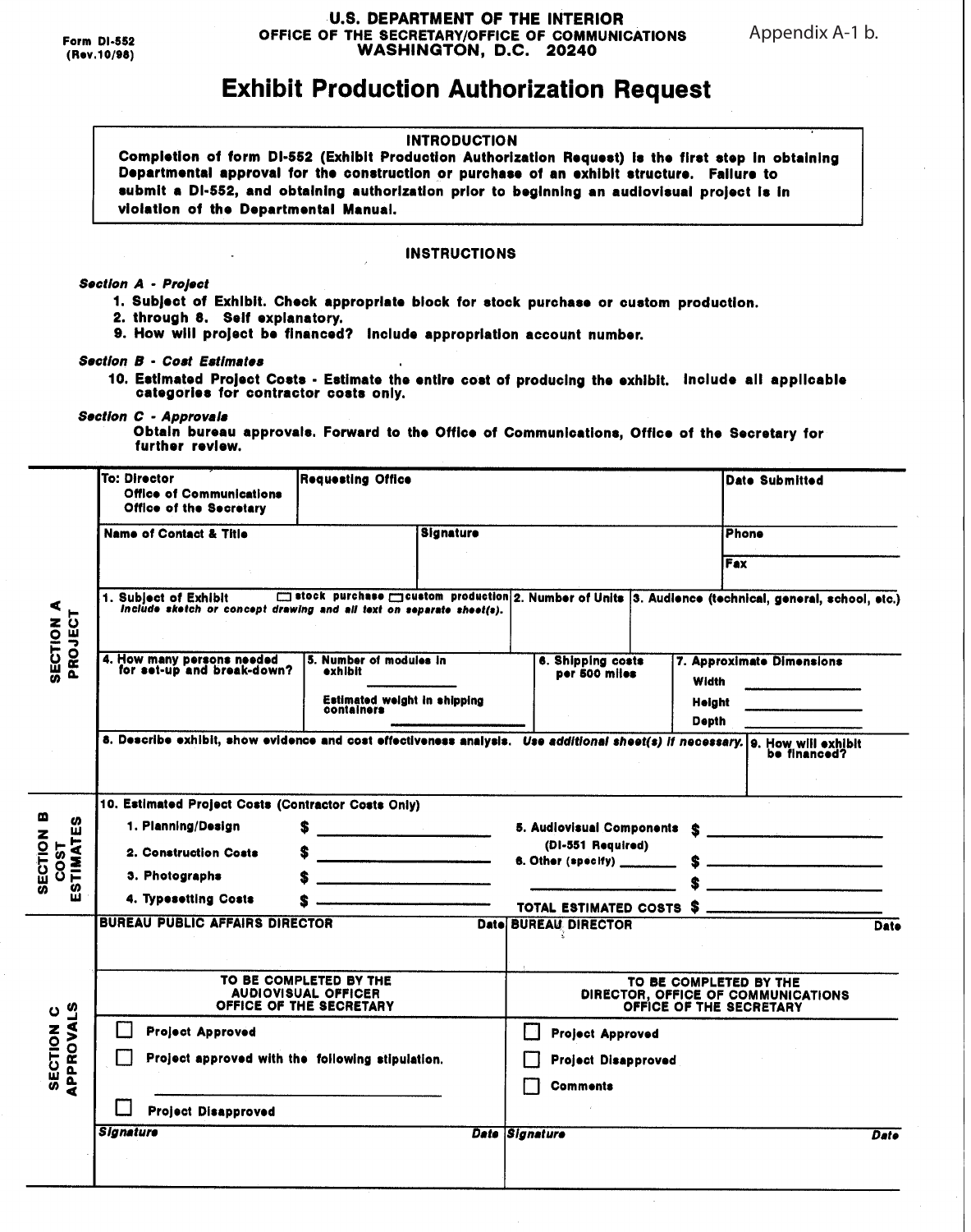Form DI-552
(Rev.10/98)

**U.S. DEPARTMENT OF THE INTERIOR**
**OFFICE OF THE SECRETARY/OFFICE OF COMMUNICATIONS**
**WASHINGTON, D.C. 20240**

Appendix A-1 b.

# Exhibit Production Authorization Request

**INTRODUCTION**

**Completion of form DI-552 (Exhibit Production Authorization Request) is the first step in obtaining Departmental approval for the construction or purchase of an exhibit structure. Failure to submit a DI-552, and obtaining authorization prior to beginning an audiovisual project is in violation of the Departmental Manual.**

**INSTRUCTIONS**

***Section A - Project***

1. Subject of Exhibit. Check appropriate block for stock purchase or custom production.
2. through 8. Self explanatory.
9. How will project be financed? Include appropriation account number.

***Section B - Cost Estimates***

10. Estimated Project Costs - Estimate the entire cost of producing the exhibit. Include all applicable categories for contractor costs only.

***Section C - Approvals***

Obtain bureau approvals. Forward to the Office of Communications, Office of the Secretary for further review.

## SECTION A PROJECT

| To: Director Office of Communications Office of the Secretary | Requesting Office | Date Submitted |
|---|---|---|
| | | |

| Name of Contact & Title | Signature | Phone |
|---|---|---|
| | | Fax |

| 1. Subject of Exhibit ☐ stock purchase ☐ custom production *Include sketch or concept drawing and all text on separate sheet(s).* | 2. Number of Units | 3. Audience (technical, general, school, etc.) |
|---|---|---|
| | | |

| 4. How many persons needed for set-up and break-down? | 5. Number of modules in exhibit ______ Estimated weight in shipping containers ______ | 6. Shipping costs per 500 miles | 7. Approximate Dimensions Width ______ Height ______ Depth ______ |
|---|---|---|---|
| | | | |

| 8. Describe exhibit, show evidence and cost effectiveness analysis. *Use additional sheet(s) if necessary.* | 9. How will exhibit be financed? |
|---|---|
| | |

## SECTION B COST ESTIMATES

10. Estimated Project Costs (Contractor Costs Only)

| | | | |
|---|---|---|---|
| 1. Planning/Design | $ ______ | 5. Audiovisual Components (DI-551 Required) | $ ______ |
| 2. Construction Costs | $ ______ | 6. Other (specify) ______ | $ ______ |
| 3. Photographs | $ ______ | ______ | $ ______ |
| 4. Typesetting Costs | $ ______ | TOTAL ESTIMATED COSTS | $ ______ |

## SECTION C APPROVALS

| BUREAU PUBLIC AFFAIRS DIRECTOR | Date | BUREAU DIRECTOR | Date |
|---|---|---|---|
| | | | |

| TO BE COMPLETED BY THE AUDIOVISUAL OFFICER OFFICE OF THE SECRETARY | TO BE COMPLETED BY THE DIRECTOR, OFFICE OF COMMUNICATIONS OFFICE OF THE SECRETARY |
|---|---|
| ☐ Project Approved | ☐ Project Approved |
| ☐ Project approved with the following stipulation. ______ | ☐ Project Disapproved |
| ☐ Project Disapproved | ☐ Comments |
| *Signature* *Date* | *Signature* *Date* |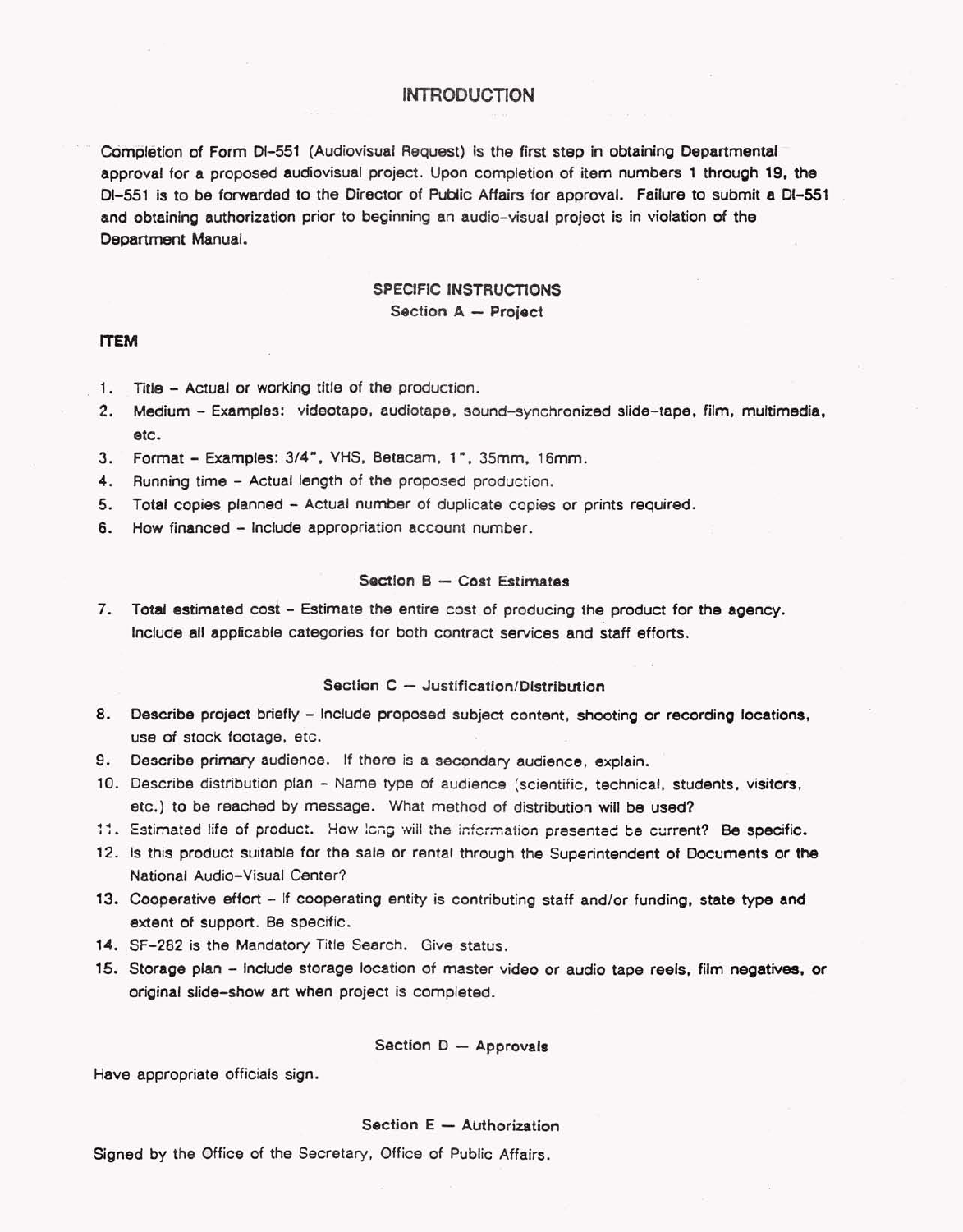# INTRODUCTION

Completion of Form DI-551 (Audiovisual Request) is the first step in obtaining Departmental approval for a proposed audiovisual project. Upon completion of item numbers 1 through 19, the DI-551 is to be forwarded to the Director of Public Affairs for approval. Failure to submit a DI-551 and obtaining authorization prior to beginning an audio-visual project is in violation of the Department Manual.

## SPECIFIC INSTRUCTIONS

### Section A — Project

**ITEM**

1. Title - Actual or working title of the production.
2. Medium - Examples: videotape, audiotape, sound-synchronized slide-tape, film, multimedia, etc.
3. Format - Examples: 3/4", VHS, Betacam, 1", 35mm, 16mm.
4. Running time - Actual length of the proposed production.
5. Total copies planned - Actual number of duplicate copies or prints required.
6. How financed - Include appropriation account number.

### Section B — Cost Estimates

7. Total estimated cost - Estimate the entire cost of producing the product for the agency. Include all applicable categories for both contract services and staff efforts.

### Section C — Justification/Distribution

8. Describe project briefly - Include proposed subject content, shooting or recording locations, use of stock footage, etc.
9. Describe primary audience. If there is a secondary audience, explain.
10. Describe distribution plan - Name type of audience (scientific, technical, students, visitors, etc.) to be reached by message. What method of distribution will be used?
11. Estimated life of product. How long will the information presented be current? Be specific.
12. Is this product suitable for the sale or rental through the Superintendent of Documents or the National Audio-Visual Center?
13. Cooperative effort - If cooperating entity is contributing staff and/or funding, state type and extent of support. Be specific.
14. SF-282 is the Mandatory Title Search. Give status.
15. Storage plan - Include storage location of master video or audio tape reels, film negatives, or original slide-show art when project is completed.

### Section D — Approvals

Have appropriate officials sign.

### Section E — Authorization

Signed by the Office of the Secretary, Office of Public Affairs.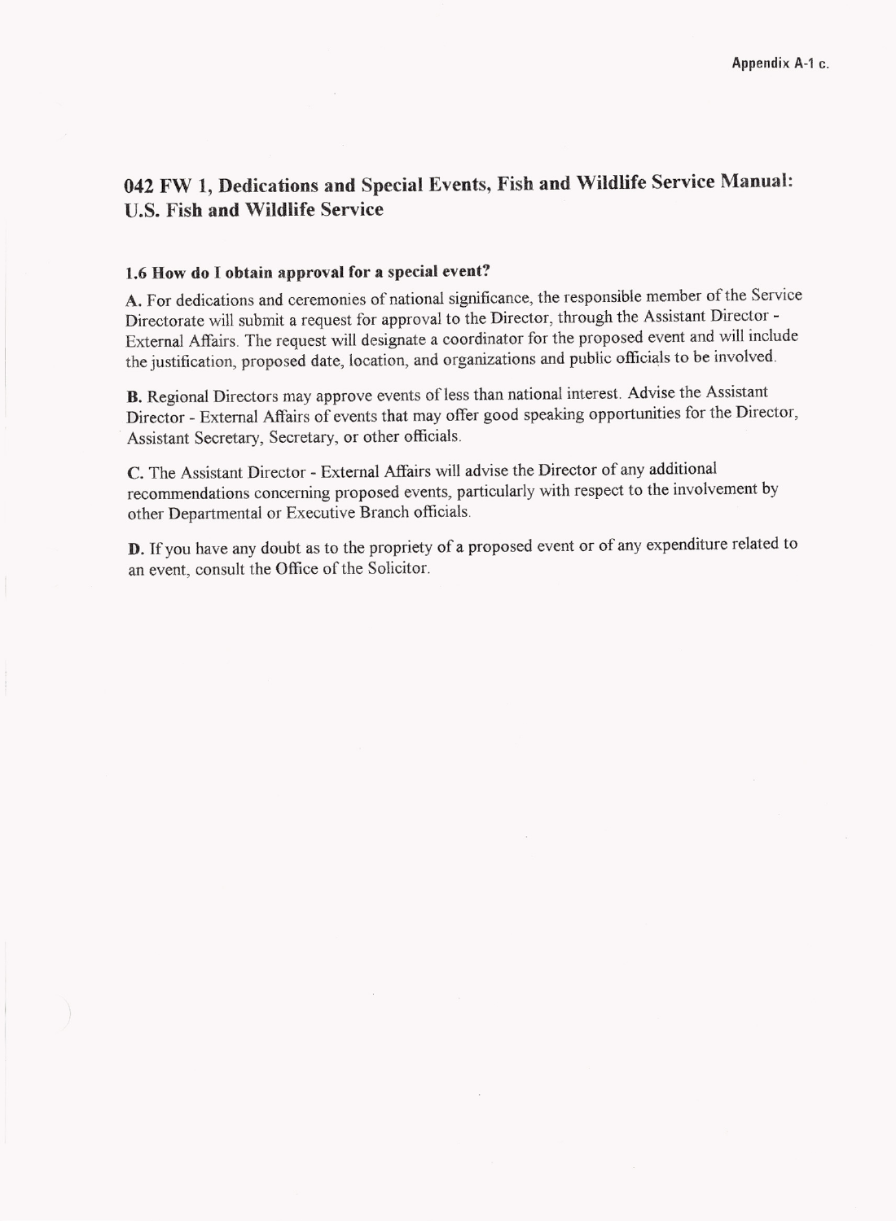Appendix A-1 c.

## 042 FW 1, Dedications and Special Events, Fish and Wildlife Service Manual: U.S. Fish and Wildlife Service

### 1.6 How do I obtain approval for a special event?

**A.** For dedications and ceremonies of national significance, the responsible member of the Service Directorate will submit a request for approval to the Director, through the Assistant Director - External Affairs. The request will designate a coordinator for the proposed event and will include the justification, proposed date, location, and organizations and public officials to be involved.

**B.** Regional Directors may approve events of less than national interest. Advise the Assistant Director - External Affairs of events that may offer good speaking opportunities for the Director, Assistant Secretary, Secretary, or other officials.

**C.** The Assistant Director - External Affairs will advise the Director of any additional recommendations concerning proposed events, particularly with respect to the involvement by other Departmental or Executive Branch officials.

**D.** If you have any doubt as to the propriety of a proposed event or of any expenditure related to an event, consult the Office of the Solicitor.